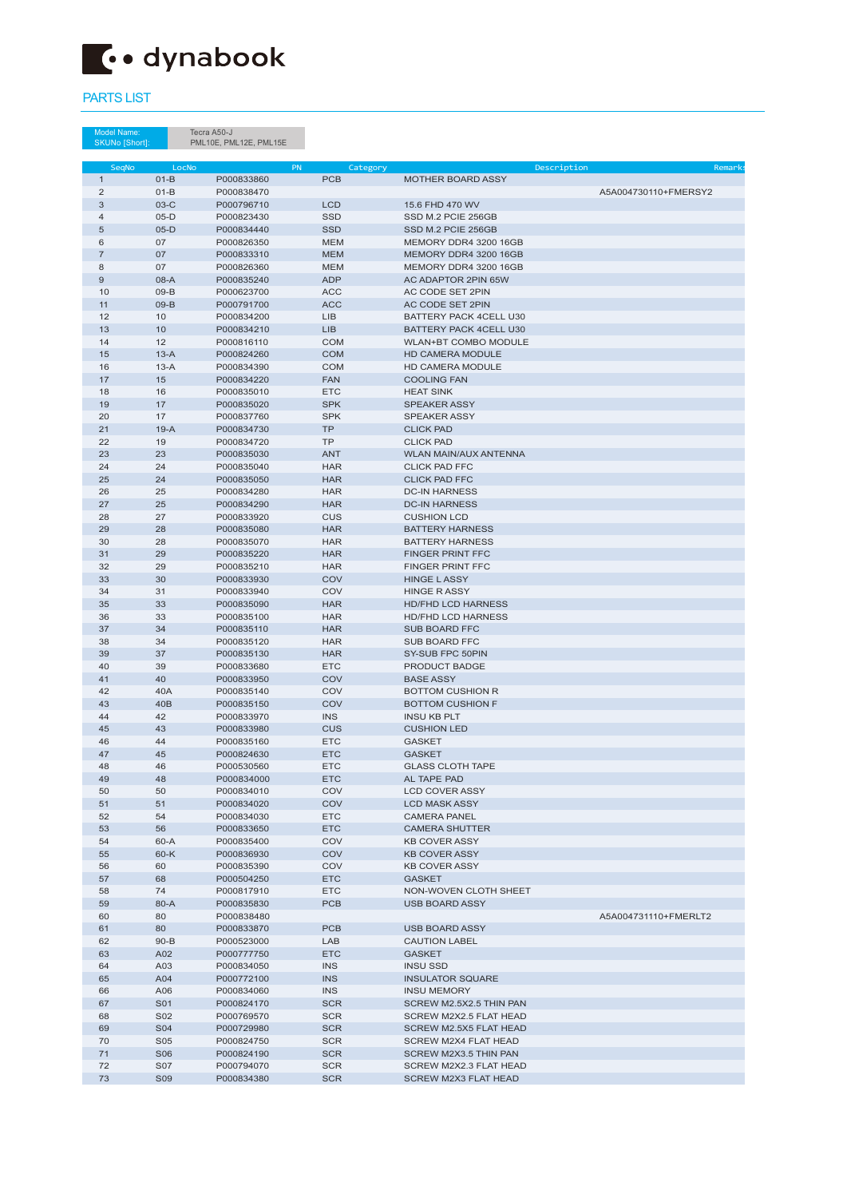dynabook

## PARTS LIST

| Model Name: | Tecra A50-J |
|---|---|
| SKUNo [Short]: | PML10E, PML12E, PML15E |

| SeqNo | LocNo | PN | Category | Description | Remarks |
|---|---|---|---|---|---|
| 1 | 01-B | P000833860 | PCB | MOTHER BOARD ASSY | |
| 2 | 01-B | P000838470 | | | A5A004730110+FMERSY2 |
| 3 | 03-C | P000796710 | LCD | 15.6 FHD 470 WV | |
| 4 | 05-D | P000823430 | SSD | SSD M.2 PCIE 256GB | |
| 5 | 05-D | P000834440 | SSD | SSD M.2 PCIE 256GB | |
| 6 | 07 | P000826350 | MEM | MEMORY DDR4 3200 16GB | |
| 7 | 07 | P000833310 | MEM | MEMORY DDR4 3200 16GB | |
| 8 | 07 | P000826360 | MEM | MEMORY DDR4 3200 16GB | |
| 9 | 08-A | P000835240 | ADP | AC ADAPTOR 2PIN 65W | |
| 10 | 09-B | P000623700 | ACC | AC CODE SET 2PIN | |
| 11 | 09-B | P000791700 | ACC | AC CODE SET 2PIN | |
| 12 | 10 | P000834200 | LIB | BATTERY PACK 4CELL U30 | |
| 13 | 10 | P000834210 | LIB | BATTERY PACK 4CELL U30 | |
| 14 | 12 | P000816110 | COM | WLAN+BT COMBO MODULE | |
| 15 | 13-A | P000824260 | COM | HD CAMERA MODULE | |
| 16 | 13-A | P000834390 | COM | HD CAMERA MODULE | |
| 17 | 15 | P000834220 | FAN | COOLING FAN | |
| 18 | 16 | P000835010 | ETC | HEAT SINK | |
| 19 | 17 | P000835020 | SPK | SPEAKER ASSY | |
| 20 | 17 | P000837760 | SPK | SPEAKER ASSY | |
| 21 | 19-A | P000834730 | TP | CLICK PAD | |
| 22 | 19 | P000834720 | TP | CLICK PAD | |
| 23 | 23 | P000835030 | ANT | WLAN MAIN/AUX ANTENNA | |
| 24 | 24 | P000835040 | HAR | CLICK PAD FFC | |
| 25 | 24 | P000835050 | HAR | CLICK PAD FFC | |
| 26 | 25 | P000834280 | HAR | DC-IN HARNESS | |
| 27 | 25 | P000834290 | HAR | DC-IN HARNESS | |
| 28 | 27 | P000833920 | CUS | CUSHION LCD | |
| 29 | 28 | P000835080 | HAR | BATTERY HARNESS | |
| 30 | 28 | P000835070 | HAR | BATTERY HARNESS | |
| 31 | 29 | P000835220 | HAR | FINGER PRINT FFC | |
| 32 | 29 | P000835210 | HAR | FINGER PRINT FFC | |
| 33 | 30 | P000833930 | COV | HINGE L ASSY | |
| 34 | 31 | P000833940 | COV | HINGE R ASSY | |
| 35 | 33 | P000835090 | HAR | HD/FHD LCD HARNESS | |
| 36 | 33 | P000835100 | HAR | HD/FHD LCD HARNESS | |
| 37 | 34 | P000835110 | HAR | SUB BOARD FFC | |
| 38 | 34 | P000835120 | HAR | SUB BOARD FFC | |
| 39 | 37 | P000835130 | HAR | SY-SUB FPC 50PIN | |
| 40 | 39 | P000833680 | ETC | PRODUCT BADGE | |
| 41 | 40 | P000833950 | COV | BASE ASSY | |
| 42 | 40A | P000835140 | COV | BOTTOM CUSHION R | |
| 43 | 40B | P000835150 | COV | BOTTOM CUSHION F | |
| 44 | 42 | P000833970 | INS | INSU KB PLT | |
| 45 | 43 | P000833980 | CUS | CUSHION LED | |
| 46 | 44 | P000835160 | ETC | GASKET | |
| 47 | 45 | P000824630 | ETC | GASKET | |
| 48 | 46 | P000530560 | ETC | GLASS CLOTH TAPE | |
| 49 | 48 | P000834000 | ETC | AL TAPE PAD | |
| 50 | 50 | P000834010 | COV | LCD COVER ASSY | |
| 51 | 51 | P000834020 | COV | LCD MASK ASSY | |
| 52 | 54 | P000834030 | ETC | CAMERA PANEL | |
| 53 | 56 | P000833650 | ETC | CAMERA SHUTTER | |
| 54 | 60-A | P000835400 | COV | KB COVER ASSY | |
| 55 | 60-K | P000836930 | COV | KB COVER ASSY | |
| 56 | 60 | P000835390 | COV | KB COVER ASSY | |
| 57 | 68 | P000504250 | ETC | GASKET | |
| 58 | 74 | P000817910 | ETC | NON-WOVEN CLOTH SHEET | |
| 59 | 80-A | P000835830 | PCB | USB BOARD ASSY | |
| 60 | 80 | P000838480 | | | A5A004731110+FMERLT2 |
| 61 | 80 | P000833870 | PCB | USB BOARD ASSY | |
| 62 | 90-B | P000523000 | LAB | CAUTION LABEL | |
| 63 | A02 | P000777750 | ETC | GASKET | |
| 64 | A03 | P000834050 | INS | INSU SSD | |
| 65 | A04 | P000772100 | INS | INSULATOR SQUARE | |
| 66 | A06 | P000834060 | INS | INSU MEMORY | |
| 67 | S01 | P000824170 | SCR | SCREW M2.5X2.5 THIN PAN | |
| 68 | S02 | P000769570 | SCR | SCREW M2X2.5 FLAT HEAD | |
| 69 | S04 | P000729980 | SCR | SCREW M2.5X5 FLAT HEAD | |
| 70 | S05 | P000824750 | SCR | SCREW M2X4 FLAT HEAD | |
| 71 | S06 | P000824190 | SCR | SCREW M2X3.5 THIN PAN | |
| 72 | S07 | P000794070 | SCR | SCREW M2X2.3 FLAT HEAD | |
| 73 | S09 | P000834380 | SCR | SCREW M2X3 FLAT HEAD | |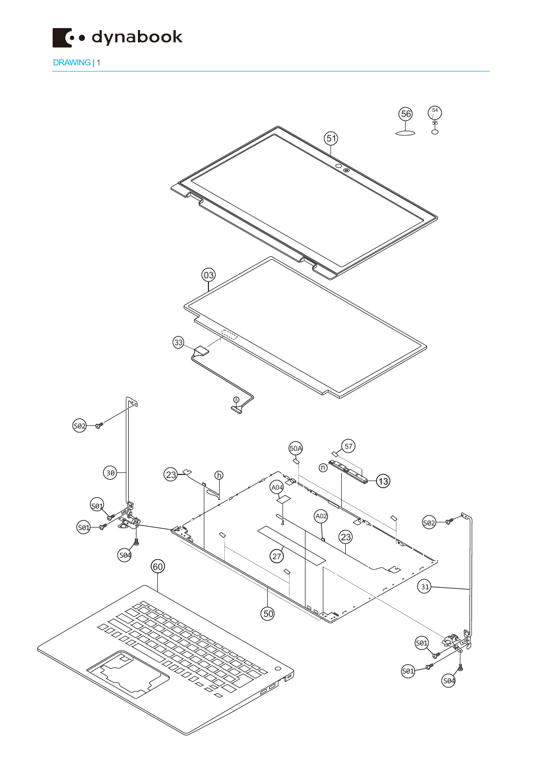# dynabook

DRAWING | 1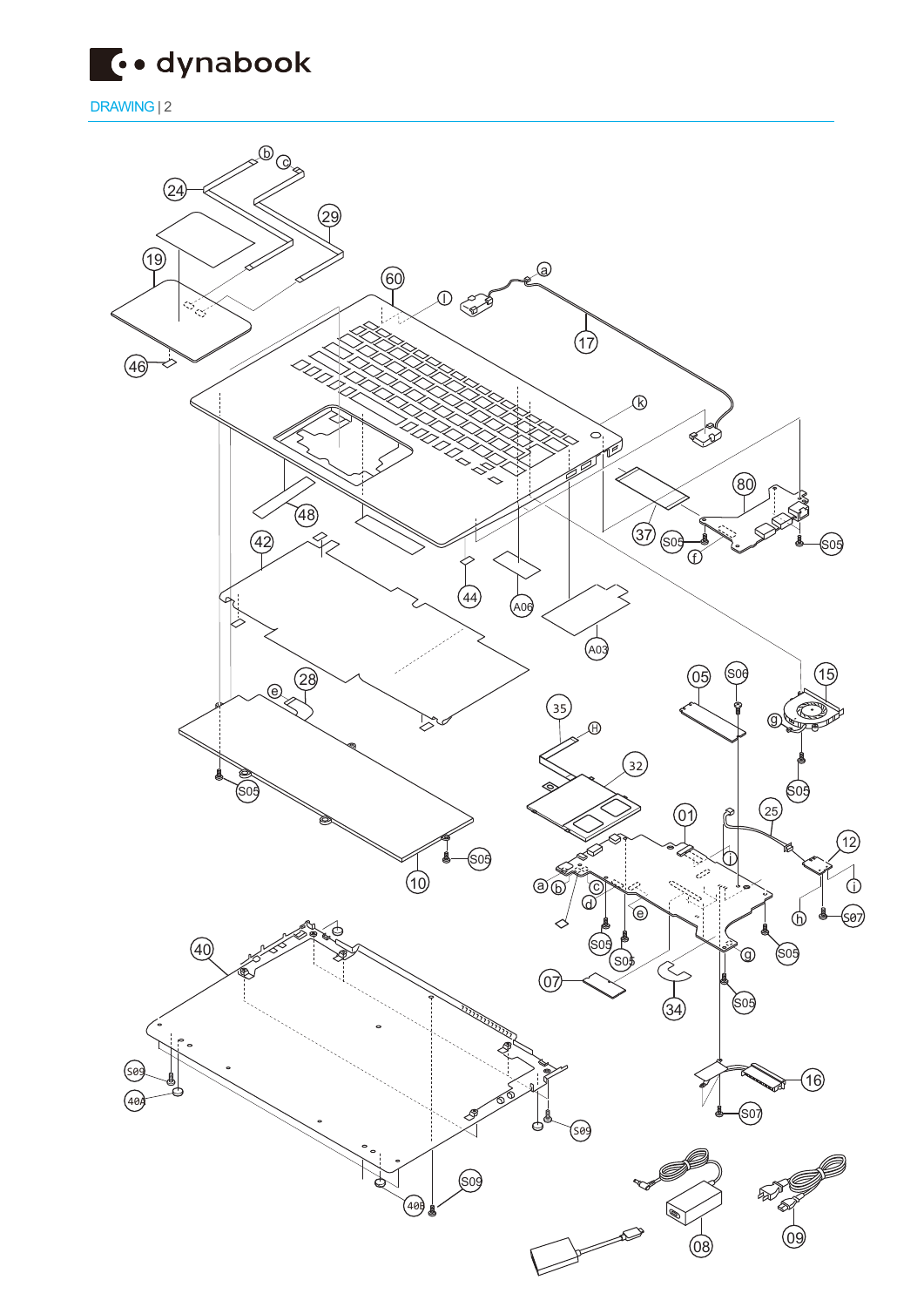dynabook

DRAWING | 2

24
29
19
46
60
17
48
42
44
A06
A03
37
80
S05
S05
28
10
S05
S05
05
S06
15
35
32
01
25
12
S07
S05
S05
S05
07
34
S05
40
S09
40A
S09
40B
S09
16
S07
08
09